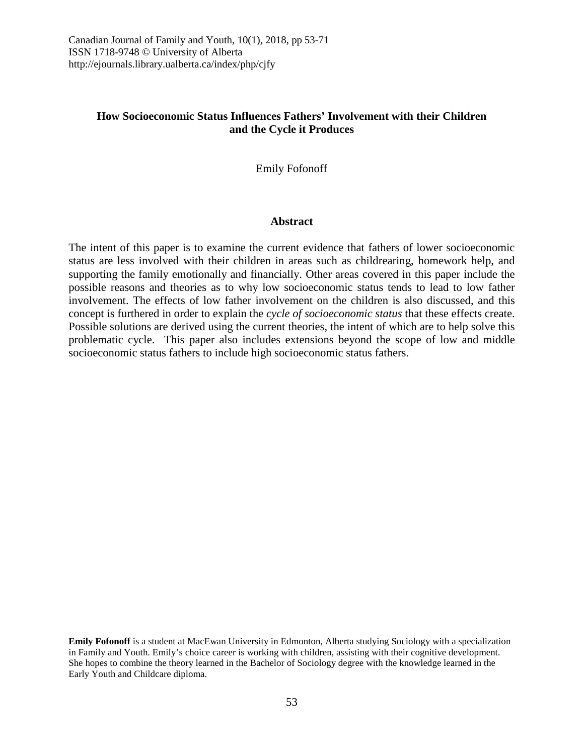# How Socioeconomic Status Influences Fathers' Involvement with their Children and the Cycle it Produces

Emily Fofonoff

## Abstract

The intent of this paper is to examine the current evidence that fathers of lower socioeconomic status are less involved with their children in areas such as childrearing, homework help, and supporting the family emotionally and financially. Other areas covered in this paper include the possible reasons and theories as to why low socioeconomic status tends to lead to low father involvement. The effects of low father involvement on the children is also discussed, and this concept is furthered in order to explain the *cycle of socioeconomic status* that these effects create. Possible solutions are derived using the current theories, the intent of which are to help solve this problematic cycle. This paper also includes extensions beyond the scope of low and middle socioeconomic status fathers to include high socioeconomic status fathers.

**Emily Fofonoff** is a student at MacEwan University in Edmonton, Alberta studying Sociology with a specialization in Family and Youth. Emily's choice career is working with children, assisting with their cognitive development. She hopes to combine the theory learned in the Bachelor of Sociology degree with the knowledge learned in the Early Youth and Childcare diploma.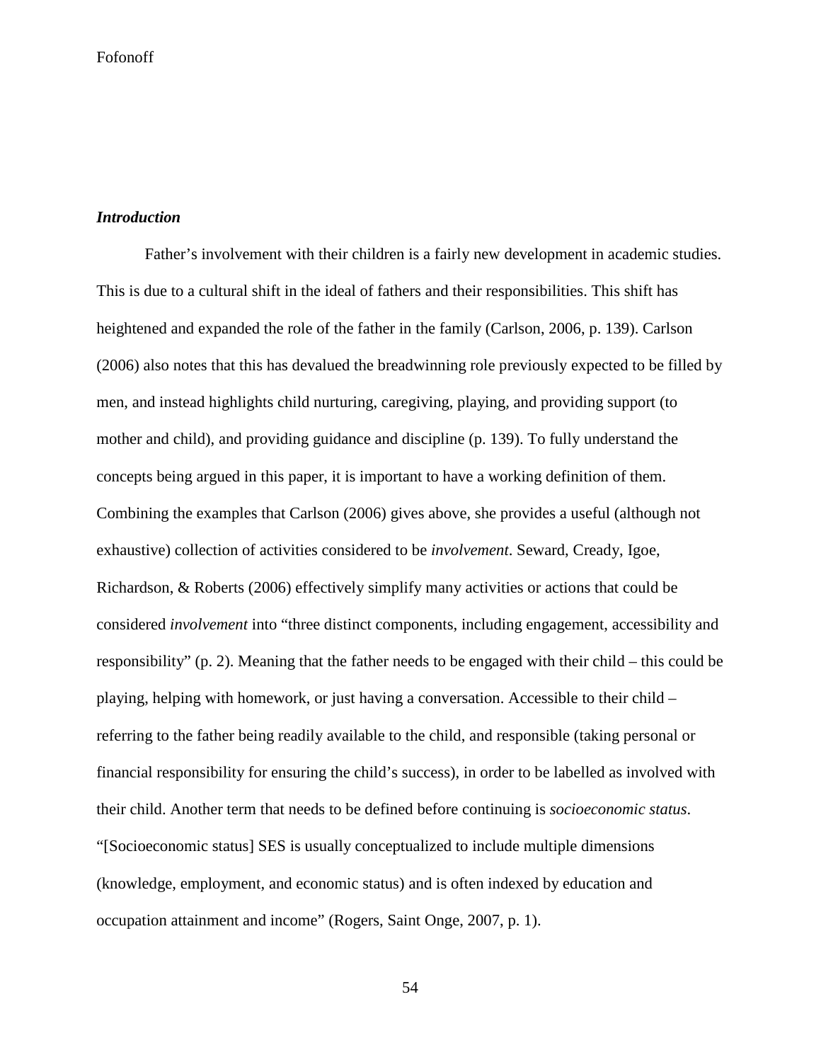***Introduction***

Father's involvement with their children is a fairly new development in academic studies. This is due to a cultural shift in the ideal of fathers and their responsibilities. This shift has heightened and expanded the role of the father in the family (Carlson, 2006, p. 139). Carlson (2006) also notes that this has devalued the breadwinning role previously expected to be filled by men, and instead highlights child nurturing, caregiving, playing, and providing support (to mother and child), and providing guidance and discipline (p. 139). To fully understand the concepts being argued in this paper, it is important to have a working definition of them. Combining the examples that Carlson (2006) gives above, she provides a useful (although not exhaustive) collection of activities considered to be *involvement*. Seward, Cready, Igoe, Richardson, & Roberts (2006) effectively simplify many activities or actions that could be considered *involvement* into "three distinct components, including engagement, accessibility and responsibility" (p. 2). Meaning that the father needs to be engaged with their child – this could be playing, helping with homework, or just having a conversation. Accessible to their child – referring to the father being readily available to the child, and responsible (taking personal or financial responsibility for ensuring the child's success), in order to be labelled as involved with their child. Another term that needs to be defined before continuing is *socioeconomic status*. "[Socioeconomic status] SES is usually conceptualized to include multiple dimensions (knowledge, employment, and economic status) and is often indexed by education and occupation attainment and income" (Rogers, Saint Onge, 2007, p. 1).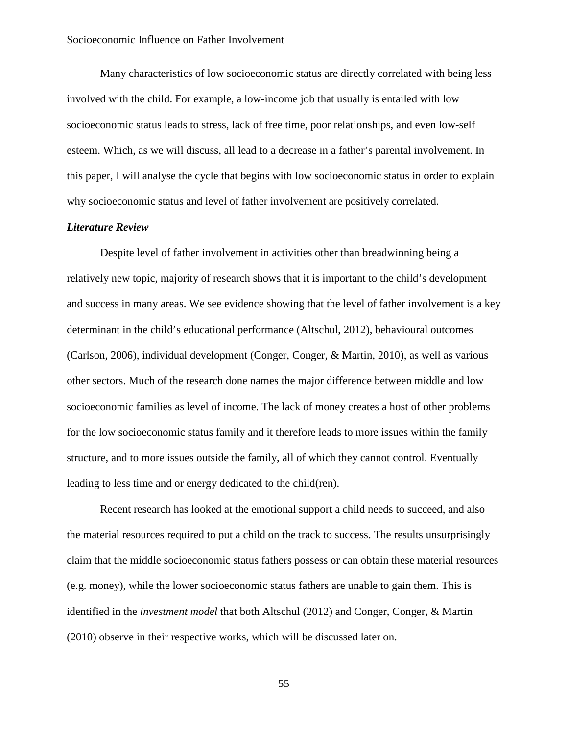Many characteristics of low socioeconomic status are directly correlated with being less involved with the child. For example, a low-income job that usually is entailed with low socioeconomic status leads to stress, lack of free time, poor relationships, and even low-self esteem. Which, as we will discuss, all lead to a decrease in a father's parental involvement. In this paper, I will analyse the cycle that begins with low socioeconomic status in order to explain why socioeconomic status and level of father involvement are positively correlated.

### ***Literature Review***

Despite level of father involvement in activities other than breadwinning being a relatively new topic, majority of research shows that it is important to the child's development and success in many areas. We see evidence showing that the level of father involvement is a key determinant in the child's educational performance (Altschul, 2012), behavioural outcomes (Carlson, 2006), individual development (Conger, Conger, & Martin, 2010), as well as various other sectors. Much of the research done names the major difference between middle and low socioeconomic families as level of income. The lack of money creates a host of other problems for the low socioeconomic status family and it therefore leads to more issues within the family structure, and to more issues outside the family, all of which they cannot control. Eventually leading to less time and or energy dedicated to the child(ren).

Recent research has looked at the emotional support a child needs to succeed, and also the material resources required to put a child on the track to success. The results unsurprisingly claim that the middle socioeconomic status fathers possess or can obtain these material resources (e.g. money), while the lower socioeconomic status fathers are unable to gain them. This is identified in the *investment model* that both Altschul (2012) and Conger, Conger, & Martin (2010) observe in their respective works, which will be discussed later on.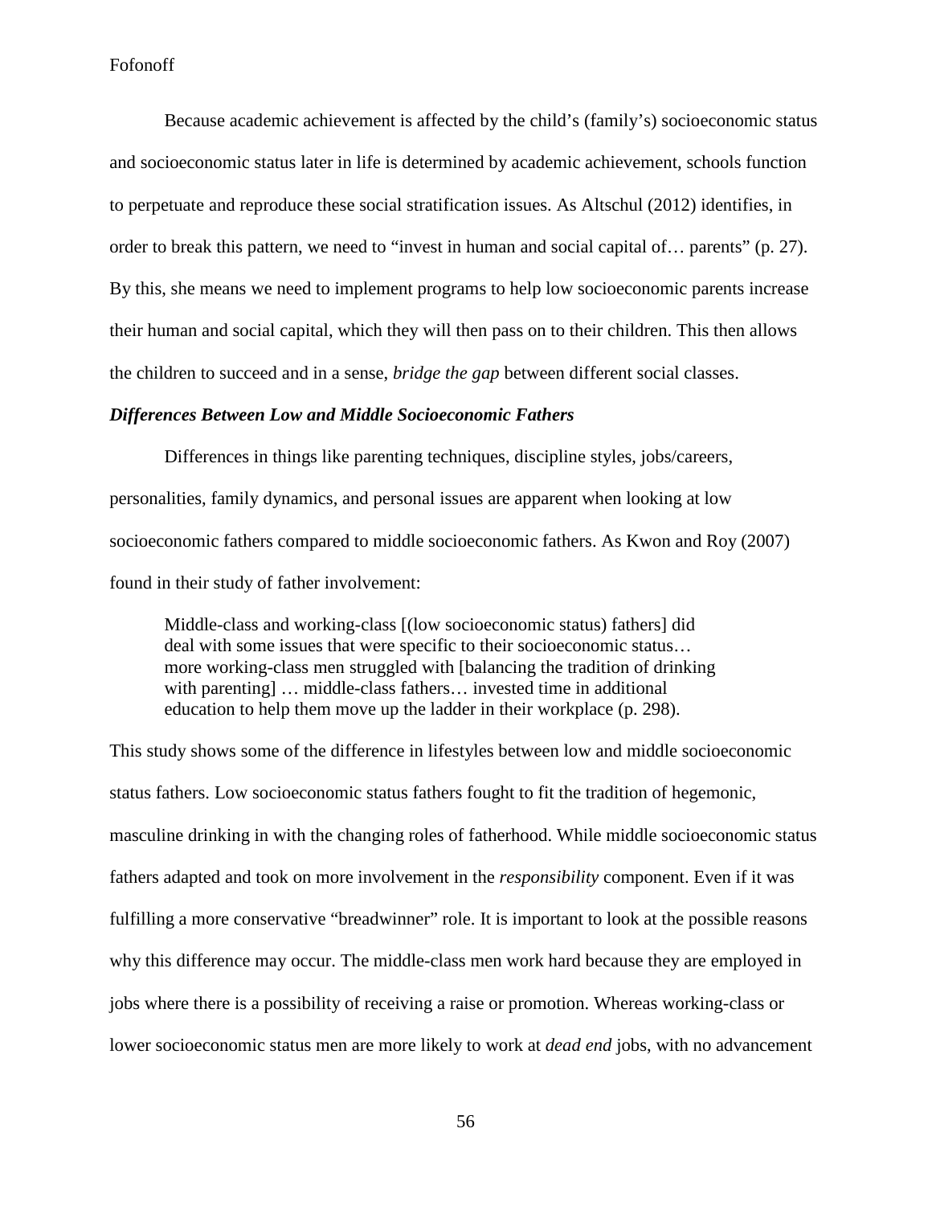Because academic achievement is affected by the child's (family's) socioeconomic status and socioeconomic status later in life is determined by academic achievement, schools function to perpetuate and reproduce these social stratification issues. As Altschul (2012) identifies, in order to break this pattern, we need to "invest in human and social capital of… parents" (p. 27). By this, she means we need to implement programs to help low socioeconomic parents increase their human and social capital, which they will then pass on to their children. This then allows the children to succeed and in a sense, *bridge the gap* between different social classes.

### *Differences Between Low and Middle Socioeconomic Fathers*

Differences in things like parenting techniques, discipline styles, jobs/careers, personalities, family dynamics, and personal issues are apparent when looking at low socioeconomic fathers compared to middle socioeconomic fathers. As Kwon and Roy (2007) found in their study of father involvement:

> Middle-class and working-class [(low socioeconomic status) fathers] did deal with some issues that were specific to their socioeconomic status… more working-class men struggled with [balancing the tradition of drinking with parenting] … middle-class fathers… invested time in additional education to help them move up the ladder in their workplace (p. 298).

This study shows some of the difference in lifestyles between low and middle socioeconomic status fathers. Low socioeconomic status fathers fought to fit the tradition of hegemonic, masculine drinking in with the changing roles of fatherhood. While middle socioeconomic status fathers adapted and took on more involvement in the *responsibility* component. Even if it was fulfilling a more conservative "breadwinner" role. It is important to look at the possible reasons why this difference may occur. The middle-class men work hard because they are employed in jobs where there is a possibility of receiving a raise or promotion. Whereas working-class or lower socioeconomic status men are more likely to work at *dead end* jobs, with no advancement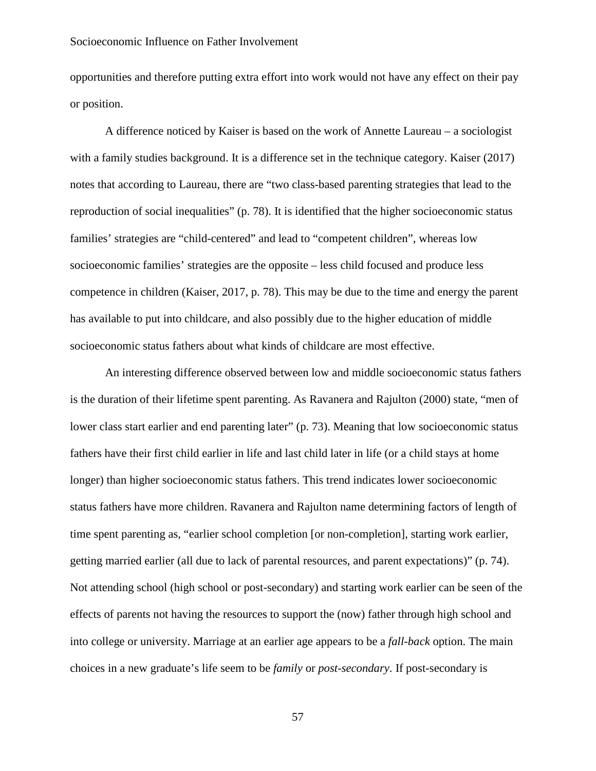opportunities and therefore putting extra effort into work would not have any effect on their pay or position.

A difference noticed by Kaiser is based on the work of Annette Laureau – a sociologist with a family studies background. It is a difference set in the technique category. Kaiser (2017) notes that according to Laureau, there are "two class-based parenting strategies that lead to the reproduction of social inequalities" (p. 78). It is identified that the higher socioeconomic status families' strategies are "child-centered" and lead to "competent children", whereas low socioeconomic families' strategies are the opposite – less child focused and produce less competence in children (Kaiser, 2017, p. 78). This may be due to the time and energy the parent has available to put into childcare, and also possibly due to the higher education of middle socioeconomic status fathers about what kinds of childcare are most effective.

An interesting difference observed between low and middle socioeconomic status fathers is the duration of their lifetime spent parenting. As Ravanera and Rajulton (2000) state, "men of lower class start earlier and end parenting later" (p. 73). Meaning that low socioeconomic status fathers have their first child earlier in life and last child later in life (or a child stays at home longer) than higher socioeconomic status fathers. This trend indicates lower socioeconomic status fathers have more children. Ravanera and Rajulton name determining factors of length of time spent parenting as, "earlier school completion [or non-completion], starting work earlier, getting married earlier (all due to lack of parental resources, and parent expectations)" (p. 74). Not attending school (high school or post-secondary) and starting work earlier can be seen of the effects of parents not having the resources to support the (now) father through high school and into college or university. Marriage at an earlier age appears to be a *fall-back* option. The main choices in a new graduate's life seem to be *family* or *post-secondary*. If post-secondary is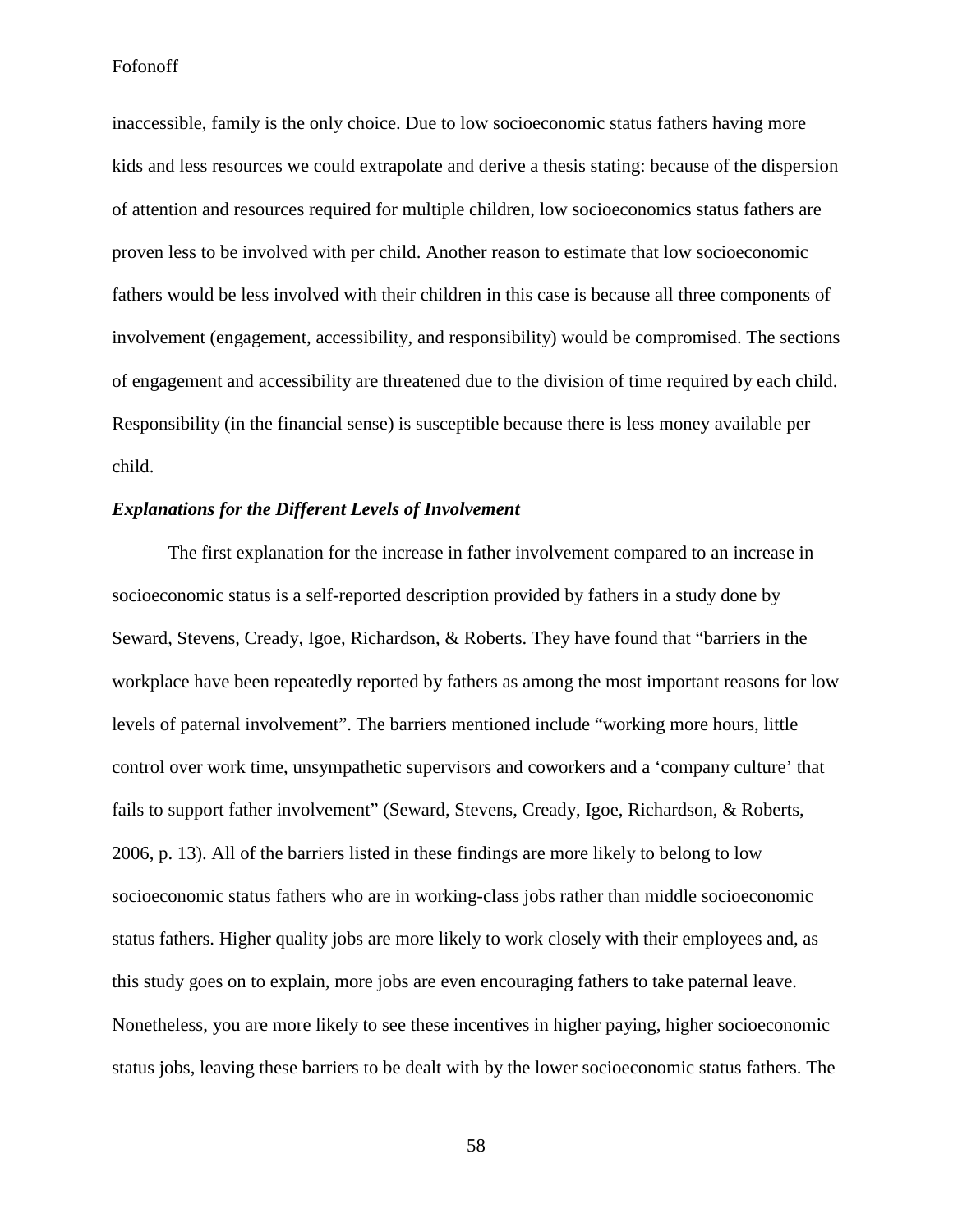inaccessible, family is the only choice. Due to low socioeconomic status fathers having more kids and less resources we could extrapolate and derive a thesis stating: because of the dispersion of attention and resources required for multiple children, low socioeconomics status fathers are proven less to be involved with per child. Another reason to estimate that low socioeconomic fathers would be less involved with their children in this case is because all three components of involvement (engagement, accessibility, and responsibility) would be compromised. The sections of engagement and accessibility are threatened due to the division of time required by each child. Responsibility (in the financial sense) is susceptible because there is less money available per child.

***Explanations for the Different Levels of Involvement***

The first explanation for the increase in father involvement compared to an increase in socioeconomic status is a self-reported description provided by fathers in a study done by Seward, Stevens, Cready, Igoe, Richardson, & Roberts. They have found that "barriers in the workplace have been repeatedly reported by fathers as among the most important reasons for low levels of paternal involvement". The barriers mentioned include "working more hours, little control over work time, unsympathetic supervisors and coworkers and a 'company culture' that fails to support father involvement" (Seward, Stevens, Cready, Igoe, Richardson, & Roberts, 2006, p. 13). All of the barriers listed in these findings are more likely to belong to low socioeconomic status fathers who are in working-class jobs rather than middle socioeconomic status fathers. Higher quality jobs are more likely to work closely with their employees and, as this study goes on to explain, more jobs are even encouraging fathers to take paternal leave. Nonetheless, you are more likely to see these incentives in higher paying, higher socioeconomic status jobs, leaving these barriers to be dealt with by the lower socioeconomic status fathers. The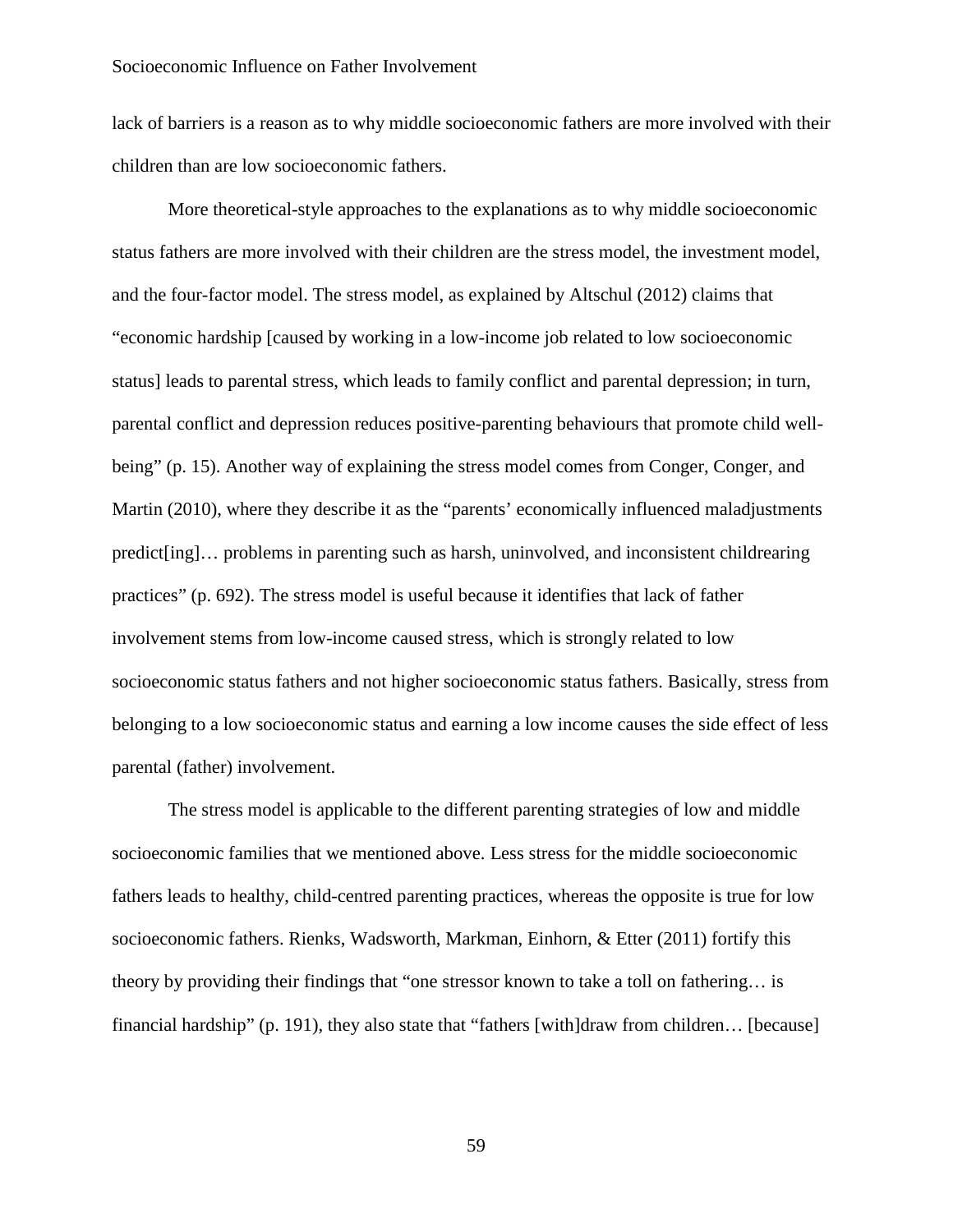lack of barriers is a reason as to why middle socioeconomic fathers are more involved with their children than are low socioeconomic fathers.

More theoretical-style approaches to the explanations as to why middle socioeconomic status fathers are more involved with their children are the stress model, the investment model, and the four-factor model. The stress model, as explained by Altschul (2012) claims that "economic hardship [caused by working in a low-income job related to low socioeconomic status] leads to parental stress, which leads to family conflict and parental depression; in turn, parental conflict and depression reduces positive-parenting behaviours that promote child well-being" (p. 15). Another way of explaining the stress model comes from Conger, Conger, and Martin (2010), where they describe it as the "parents' economically influenced maladjustments predict[ing]… problems in parenting such as harsh, uninvolved, and inconsistent childrearing practices" (p. 692). The stress model is useful because it identifies that lack of father involvement stems from low-income caused stress, which is strongly related to low socioeconomic status fathers and not higher socioeconomic status fathers. Basically, stress from belonging to a low socioeconomic status and earning a low income causes the side effect of less parental (father) involvement.

The stress model is applicable to the different parenting strategies of low and middle socioeconomic families that we mentioned above. Less stress for the middle socioeconomic fathers leads to healthy, child-centred parenting practices, whereas the opposite is true for low socioeconomic fathers. Rienks, Wadsworth, Markman, Einhorn, & Etter (2011) fortify this theory by providing their findings that "one stressor known to take a toll on fathering… is financial hardship" (p. 191), they also state that "fathers [with]draw from children… [because]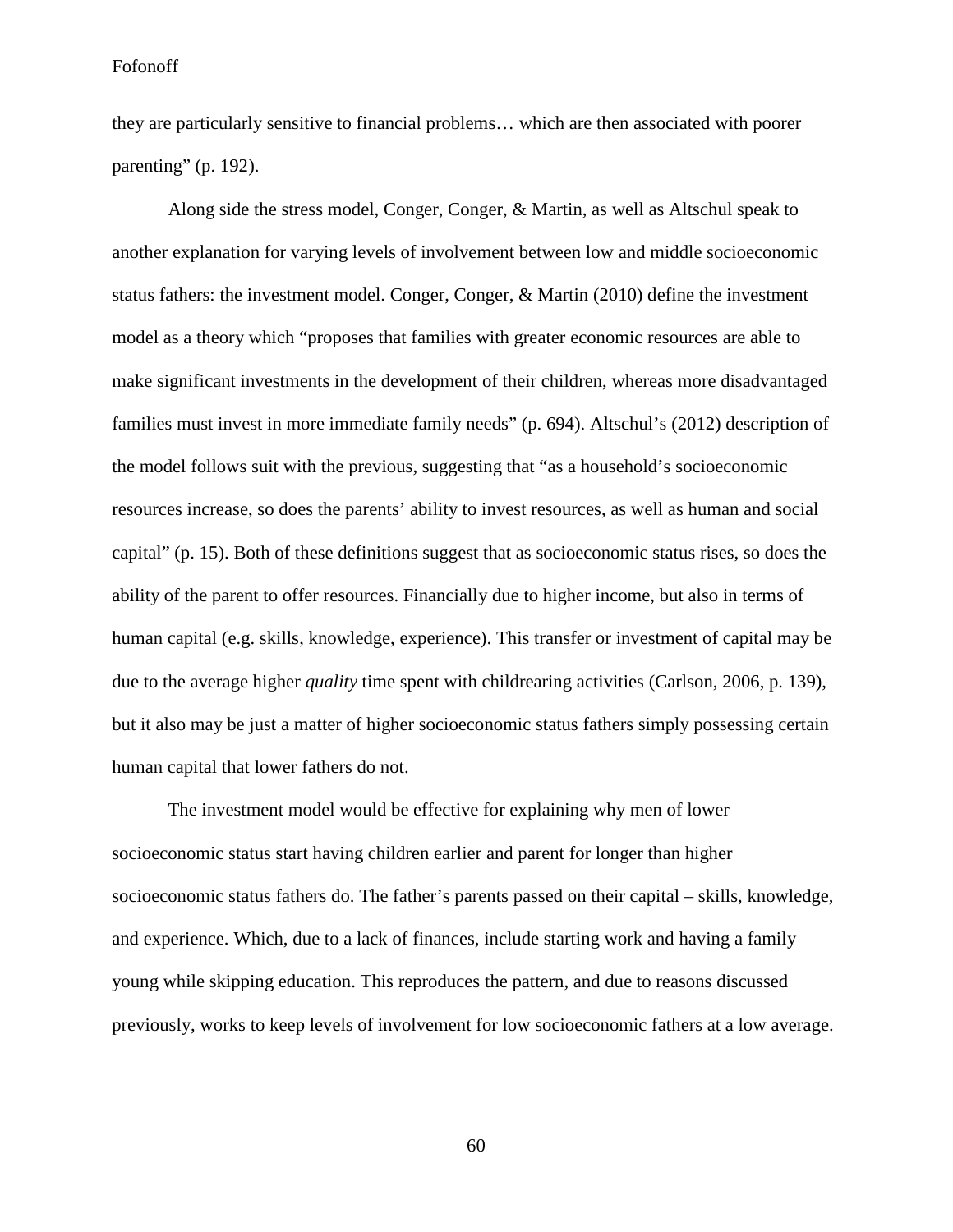they are particularly sensitive to financial problems… which are then associated with poorer parenting" (p. 192).

Along side the stress model, Conger, Conger, & Martin, as well as Altschul speak to another explanation for varying levels of involvement between low and middle socioeconomic status fathers: the investment model. Conger, Conger, & Martin (2010) define the investment model as a theory which "proposes that families with greater economic resources are able to make significant investments in the development of their children, whereas more disadvantaged families must invest in more immediate family needs" (p. 694). Altschul's (2012) description of the model follows suit with the previous, suggesting that "as a household's socioeconomic resources increase, so does the parents' ability to invest resources, as well as human and social capital" (p. 15). Both of these definitions suggest that as socioeconomic status rises, so does the ability of the parent to offer resources. Financially due to higher income, but also in terms of human capital (e.g. skills, knowledge, experience). This transfer or investment of capital may be due to the average higher *quality* time spent with childrearing activities (Carlson, 2006, p. 139), but it also may be just a matter of higher socioeconomic status fathers simply possessing certain human capital that lower fathers do not.

The investment model would be effective for explaining why men of lower socioeconomic status start having children earlier and parent for longer than higher socioeconomic status fathers do. The father's parents passed on their capital – skills, knowledge, and experience. Which, due to a lack of finances, include starting work and having a family young while skipping education. This reproduces the pattern, and due to reasons discussed previously, works to keep levels of involvement for low socioeconomic fathers at a low average.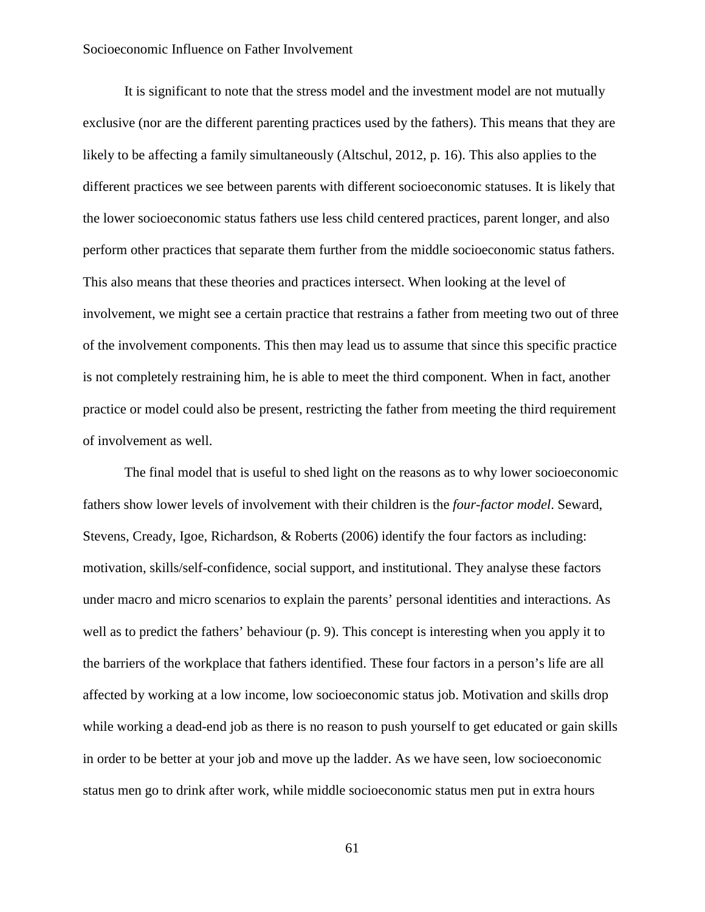It is significant to note that the stress model and the investment model are not mutually exclusive (nor are the different parenting practices used by the fathers). This means that they are likely to be affecting a family simultaneously (Altschul, 2012, p. 16). This also applies to the different practices we see between parents with different socioeconomic statuses. It is likely that the lower socioeconomic status fathers use less child centered practices, parent longer, and also perform other practices that separate them further from the middle socioeconomic status fathers. This also means that these theories and practices intersect. When looking at the level of involvement, we might see a certain practice that restrains a father from meeting two out of three of the involvement components. This then may lead us to assume that since this specific practice is not completely restraining him, he is able to meet the third component. When in fact, another practice or model could also be present, restricting the father from meeting the third requirement of involvement as well.

The final model that is useful to shed light on the reasons as to why lower socioeconomic fathers show lower levels of involvement with their children is the *four-factor model*. Seward, Stevens, Cready, Igoe, Richardson, & Roberts (2006) identify the four factors as including: motivation, skills/self-confidence, social support, and institutional. They analyse these factors under macro and micro scenarios to explain the parents' personal identities and interactions. As well as to predict the fathers' behaviour (p. 9). This concept is interesting when you apply it to the barriers of the workplace that fathers identified. These four factors in a person's life are all affected by working at a low income, low socioeconomic status job. Motivation and skills drop while working a dead-end job as there is no reason to push yourself to get educated or gain skills in order to be better at your job and move up the ladder. As we have seen, low socioeconomic status men go to drink after work, while middle socioeconomic status men put in extra hours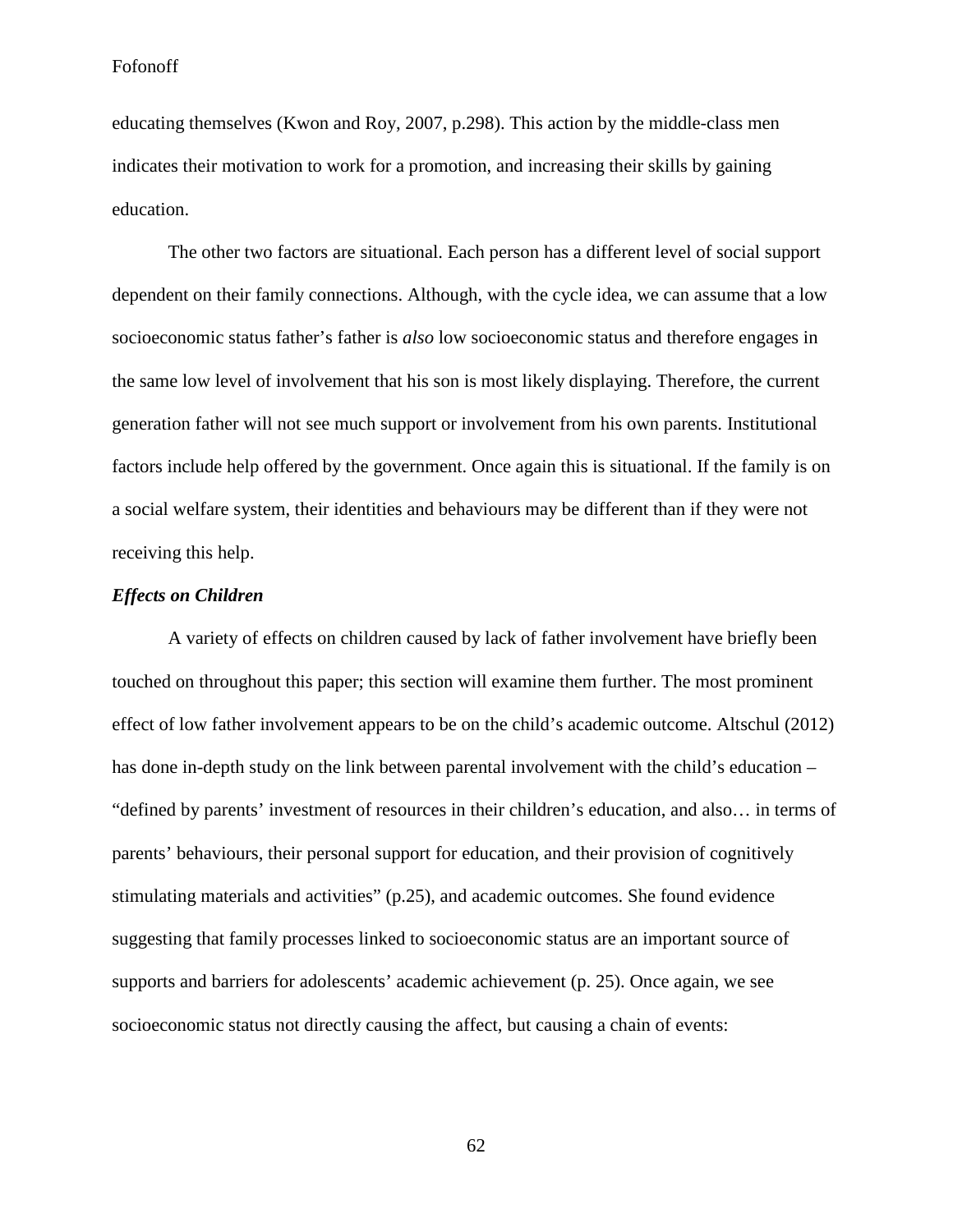educating themselves (Kwon and Roy, 2007, p.298). This action by the middle-class men indicates their motivation to work for a promotion, and increasing their skills by gaining education.

The other two factors are situational. Each person has a different level of social support dependent on their family connections. Although, with the cycle idea, we can assume that a low socioeconomic status father's father is *also* low socioeconomic status and therefore engages in the same low level of involvement that his son is most likely displaying. Therefore, the current generation father will not see much support or involvement from his own parents. Institutional factors include help offered by the government. Once again this is situational. If the family is on a social welfare system, their identities and behaviours may be different than if they were not receiving this help.

### *Effects on Children*

A variety of effects on children caused by lack of father involvement have briefly been touched on throughout this paper; this section will examine them further. The most prominent effect of low father involvement appears to be on the child's academic outcome. Altschul (2012) has done in-depth study on the link between parental involvement with the child's education – "defined by parents' investment of resources in their children's education, and also… in terms of parents' behaviours, their personal support for education, and their provision of cognitively stimulating materials and activities" (p.25), and academic outcomes. She found evidence suggesting that family processes linked to socioeconomic status are an important source of supports and barriers for adolescents' academic achievement (p. 25). Once again, we see socioeconomic status not directly causing the affect, but causing a chain of events: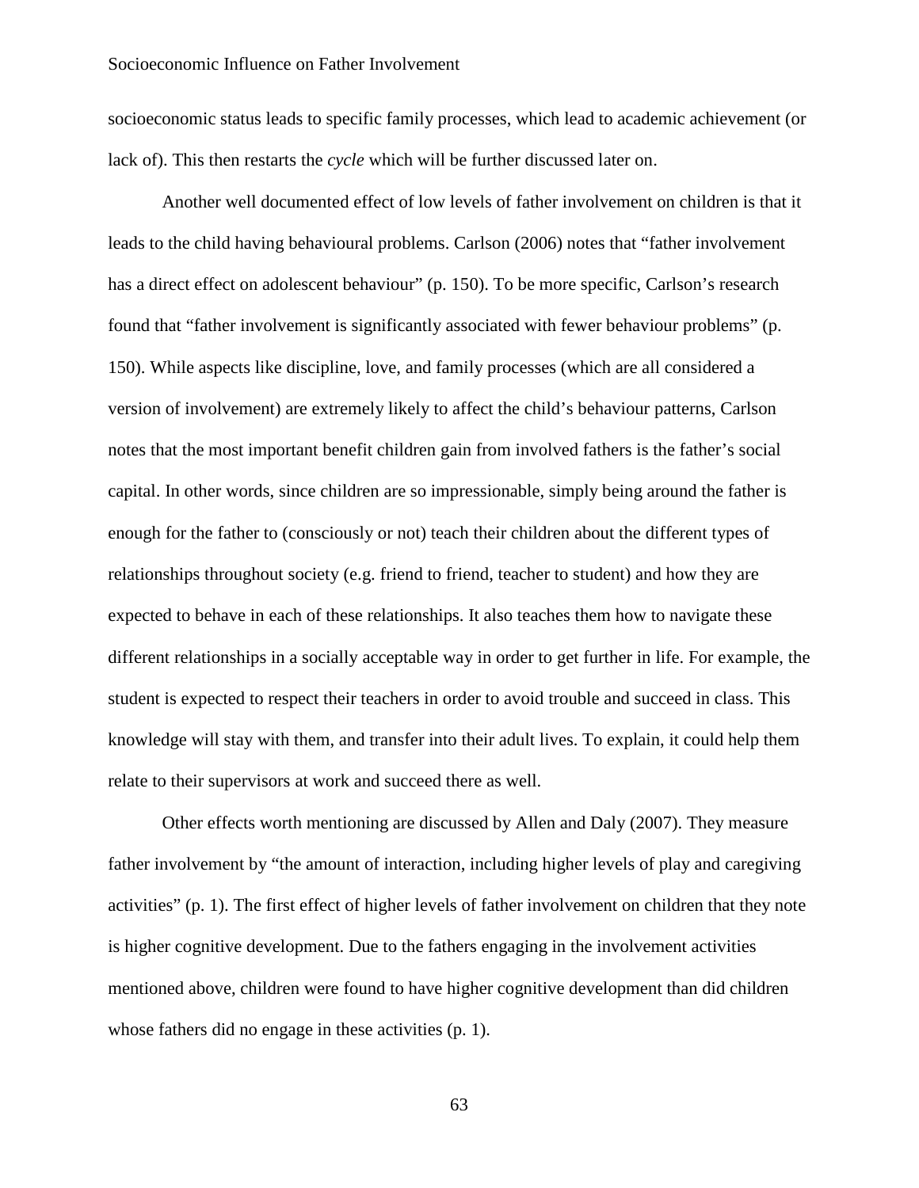socioeconomic status leads to specific family processes, which lead to academic achievement (or lack of). This then restarts the *cycle* which will be further discussed later on.

Another well documented effect of low levels of father involvement on children is that it leads to the child having behavioural problems. Carlson (2006) notes that "father involvement has a direct effect on adolescent behaviour" (p. 150). To be more specific, Carlson's research found that "father involvement is significantly associated with fewer behaviour problems" (p. 150). While aspects like discipline, love, and family processes (which are all considered a version of involvement) are extremely likely to affect the child's behaviour patterns, Carlson notes that the most important benefit children gain from involved fathers is the father's social capital. In other words, since children are so impressionable, simply being around the father is enough for the father to (consciously or not) teach their children about the different types of relationships throughout society (e.g. friend to friend, teacher to student) and how they are expected to behave in each of these relationships. It also teaches them how to navigate these different relationships in a socially acceptable way in order to get further in life. For example, the student is expected to respect their teachers in order to avoid trouble and succeed in class. This knowledge will stay with them, and transfer into their adult lives. To explain, it could help them relate to their supervisors at work and succeed there as well.

Other effects worth mentioning are discussed by Allen and Daly (2007). They measure father involvement by "the amount of interaction, including higher levels of play and caregiving activities" (p. 1). The first effect of higher levels of father involvement on children that they note is higher cognitive development. Due to the fathers engaging in the involvement activities mentioned above, children were found to have higher cognitive development than did children whose fathers did no engage in these activities (p. 1).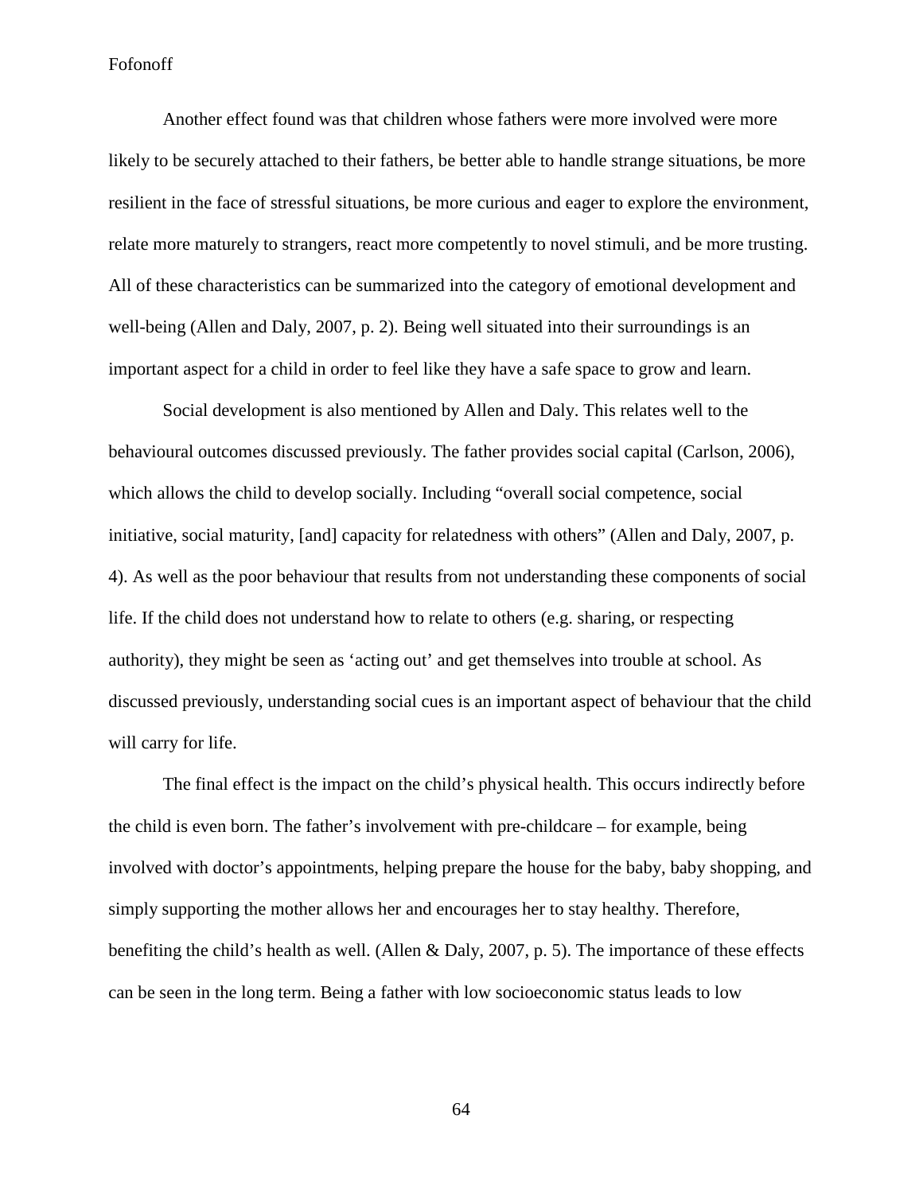Another effect found was that children whose fathers were more involved were more likely to be securely attached to their fathers, be better able to handle strange situations, be more resilient in the face of stressful situations, be more curious and eager to explore the environment, relate more maturely to strangers, react more competently to novel stimuli, and be more trusting. All of these characteristics can be summarized into the category of emotional development and well-being (Allen and Daly, 2007, p. 2). Being well situated into their surroundings is an important aspect for a child in order to feel like they have a safe space to grow and learn.

Social development is also mentioned by Allen and Daly. This relates well to the behavioural outcomes discussed previously. The father provides social capital (Carlson, 2006), which allows the child to develop socially. Including "overall social competence, social initiative, social maturity, [and] capacity for relatedness with others" (Allen and Daly, 2007, p. 4). As well as the poor behaviour that results from not understanding these components of social life. If the child does not understand how to relate to others (e.g. sharing, or respecting authority), they might be seen as 'acting out' and get themselves into trouble at school. As discussed previously, understanding social cues is an important aspect of behaviour that the child will carry for life.

The final effect is the impact on the child's physical health. This occurs indirectly before the child is even born. The father's involvement with pre-childcare – for example, being involved with doctor's appointments, helping prepare the house for the baby, baby shopping, and simply supporting the mother allows her and encourages her to stay healthy. Therefore, benefiting the child's health as well. (Allen & Daly, 2007, p. 5). The importance of these effects can be seen in the long term. Being a father with low socioeconomic status leads to low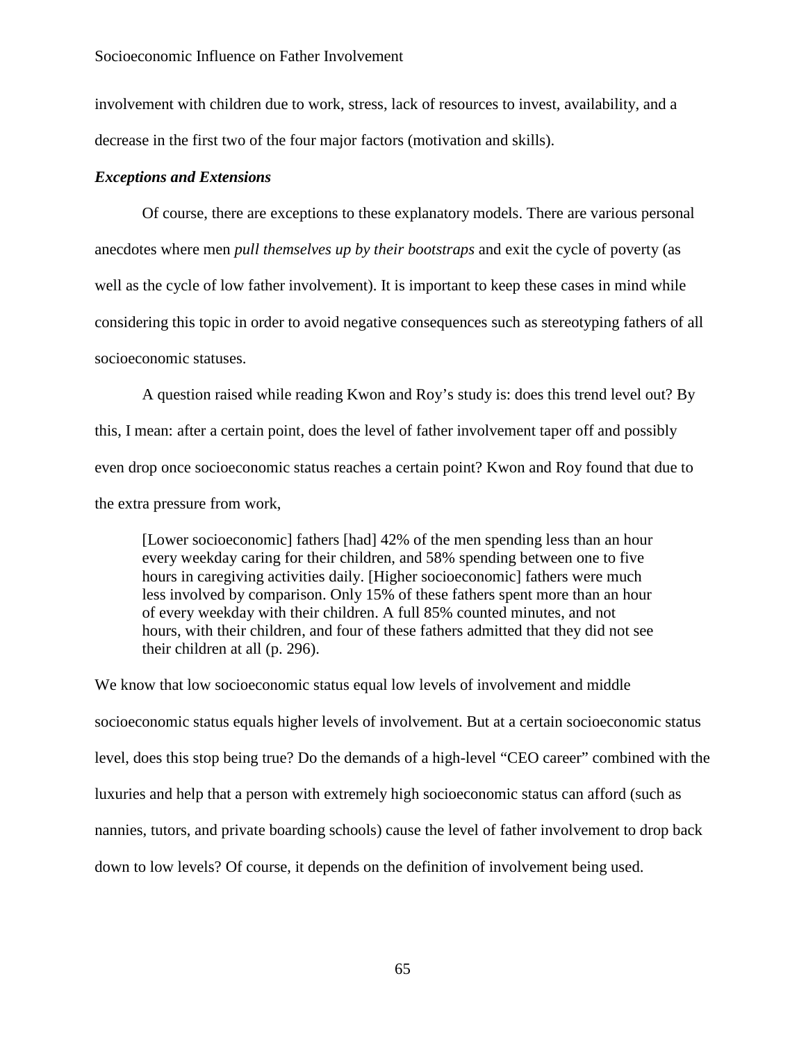involvement with children due to work, stress, lack of resources to invest, availability, and a decrease in the first two of the four major factors (motivation and skills).

### ***Exceptions and Extensions***

Of course, there are exceptions to these explanatory models. There are various personal anecdotes where men *pull themselves up by their bootstraps* and exit the cycle of poverty (as well as the cycle of low father involvement). It is important to keep these cases in mind while considering this topic in order to avoid negative consequences such as stereotyping fathers of all socioeconomic statuses.

A question raised while reading Kwon and Roy's study is: does this trend level out? By this, I mean: after a certain point, does the level of father involvement taper off and possibly even drop once socioeconomic status reaches a certain point? Kwon and Roy found that due to the extra pressure from work,

> [Lower socioeconomic] fathers [had] 42% of the men spending less than an hour every weekday caring for their children, and 58% spending between one to five hours in caregiving activities daily. [Higher socioeconomic] fathers were much less involved by comparison. Only 15% of these fathers spent more than an hour of every weekday with their children. A full 85% counted minutes, and not hours, with their children, and four of these fathers admitted that they did not see their children at all (p. 296).

We know that low socioeconomic status equal low levels of involvement and middle socioeconomic status equals higher levels of involvement. But at a certain socioeconomic status level, does this stop being true? Do the demands of a high-level "CEO career" combined with the luxuries and help that a person with extremely high socioeconomic status can afford (such as nannies, tutors, and private boarding schools) cause the level of father involvement to drop back down to low levels? Of course, it depends on the definition of involvement being used.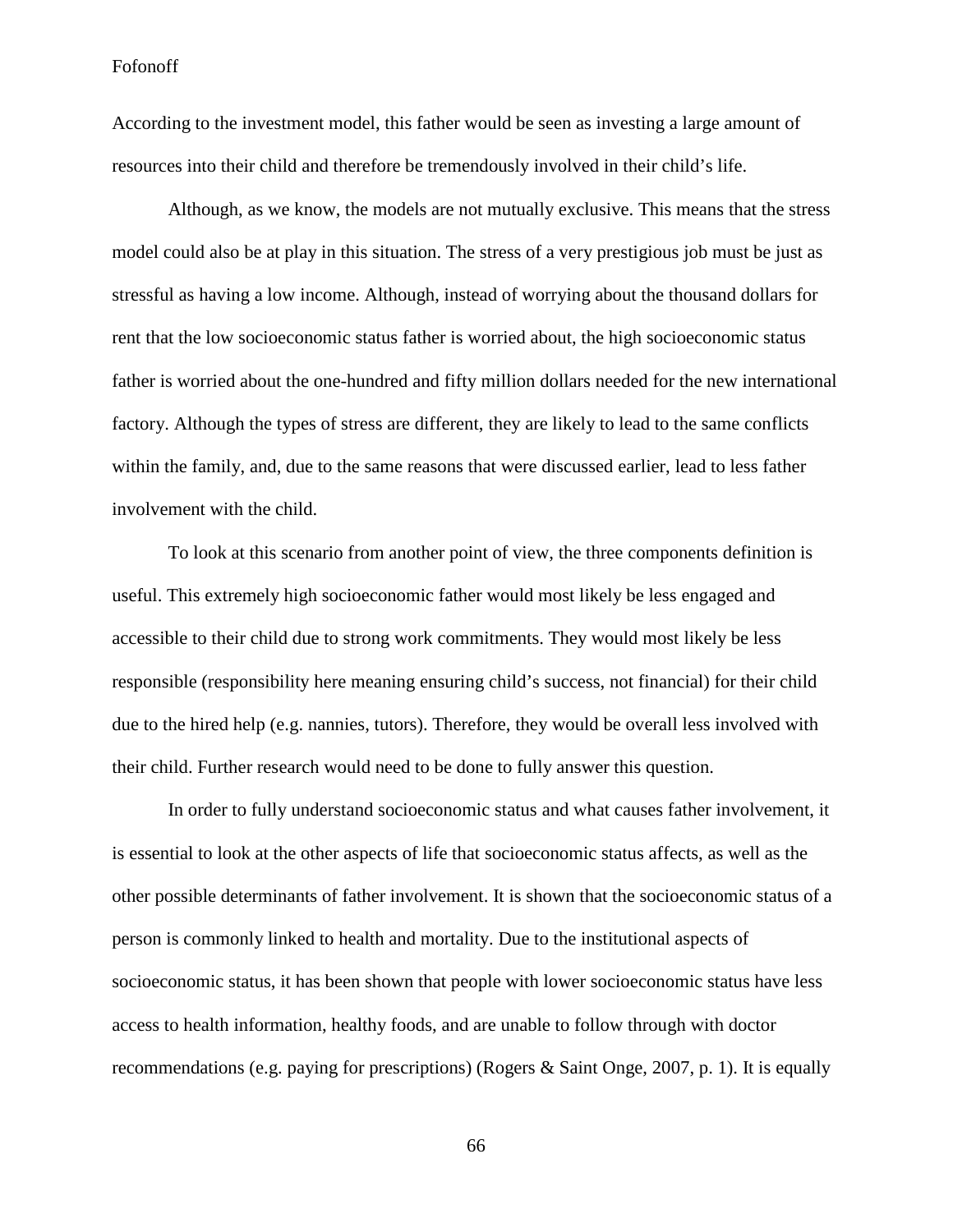According to the investment model, this father would be seen as investing a large amount of resources into their child and therefore be tremendously involved in their child's life.

Although, as we know, the models are not mutually exclusive. This means that the stress model could also be at play in this situation. The stress of a very prestigious job must be just as stressful as having a low income. Although, instead of worrying about the thousand dollars for rent that the low socioeconomic status father is worried about, the high socioeconomic status father is worried about the one-hundred and fifty million dollars needed for the new international factory. Although the types of stress are different, they are likely to lead to the same conflicts within the family, and, due to the same reasons that were discussed earlier, lead to less father involvement with the child.

To look at this scenario from another point of view, the three components definition is useful. This extremely high socioeconomic father would most likely be less engaged and accessible to their child due to strong work commitments. They would most likely be less responsible (responsibility here meaning ensuring child's success, not financial) for their child due to the hired help (e.g. nannies, tutors). Therefore, they would be overall less involved with their child. Further research would need to be done to fully answer this question.

In order to fully understand socioeconomic status and what causes father involvement, it is essential to look at the other aspects of life that socioeconomic status affects, as well as the other possible determinants of father involvement. It is shown that the socioeconomic status of a person is commonly linked to health and mortality. Due to the institutional aspects of socioeconomic status, it has been shown that people with lower socioeconomic status have less access to health information, healthy foods, and are unable to follow through with doctor recommendations (e.g. paying for prescriptions) (Rogers & Saint Onge, 2007, p. 1). It is equally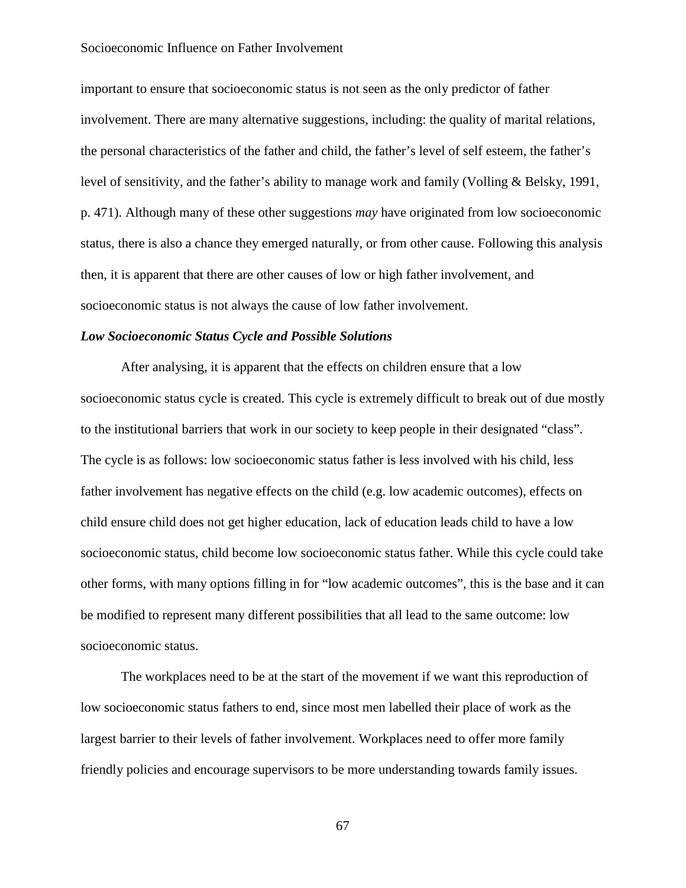important to ensure that socioeconomic status is not seen as the only predictor of father involvement. There are many alternative suggestions, including: the quality of marital relations, the personal characteristics of the father and child, the father's level of self esteem, the father's level of sensitivity, and the father's ability to manage work and family (Volling & Belsky, 1991, p. 471). Although many of these other suggestions *may* have originated from low socioeconomic status, there is also a chance they emerged naturally, or from other cause. Following this analysis then, it is apparent that there are other causes of low or high father involvement, and socioeconomic status is not always the cause of low father involvement.

### *Low Socioeconomic Status Cycle and Possible Solutions*

After analysing, it is apparent that the effects on children ensure that a low socioeconomic status cycle is created. This cycle is extremely difficult to break out of due mostly to the institutional barriers that work in our society to keep people in their designated "class". The cycle is as follows: low socioeconomic status father is less involved with his child, less father involvement has negative effects on the child (e.g. low academic outcomes), effects on child ensure child does not get higher education, lack of education leads child to have a low socioeconomic status, child become low socioeconomic status father. While this cycle could take other forms, with many options filling in for "low academic outcomes", this is the base and it can be modified to represent many different possibilities that all lead to the same outcome: low socioeconomic status.

The workplaces need to be at the start of the movement if we want this reproduction of low socioeconomic status fathers to end, since most men labelled their place of work as the largest barrier to their levels of father involvement. Workplaces need to offer more family friendly policies and encourage supervisors to be more understanding towards family issues.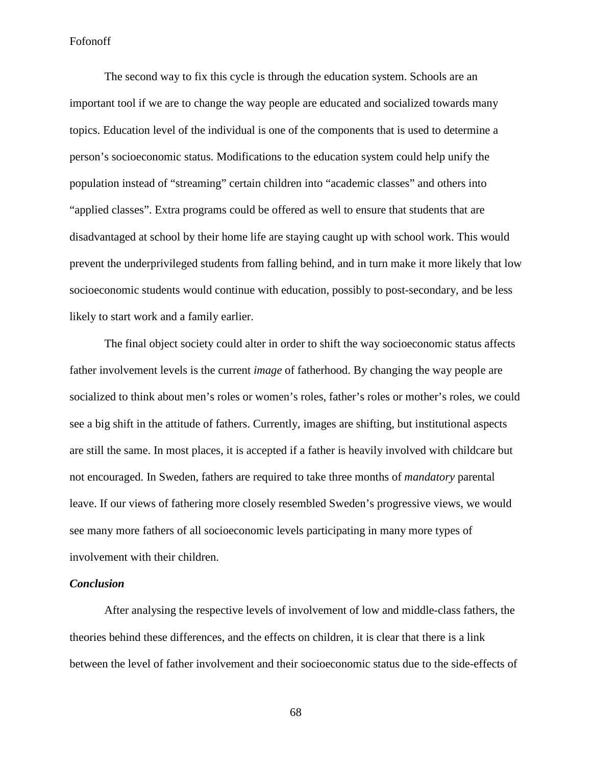The second way to fix this cycle is through the education system. Schools are an important tool if we are to change the way people are educated and socialized towards many topics. Education level of the individual is one of the components that is used to determine a person's socioeconomic status. Modifications to the education system could help unify the population instead of "streaming" certain children into "academic classes" and others into "applied classes". Extra programs could be offered as well to ensure that students that are disadvantaged at school by their home life are staying caught up with school work. This would prevent the underprivileged students from falling behind, and in turn make it more likely that low socioeconomic students would continue with education, possibly to post-secondary, and be less likely to start work and a family earlier.

The final object society could alter in order to shift the way socioeconomic status affects father involvement levels is the current *image* of fatherhood. By changing the way people are socialized to think about men's roles or women's roles, father's roles or mother's roles, we could see a big shift in the attitude of fathers. Currently, images are shifting, but institutional aspects are still the same. In most places, it is accepted if a father is heavily involved with childcare but not encouraged. In Sweden, fathers are required to take three months of *mandatory* parental leave. If our views of fathering more closely resembled Sweden's progressive views, we would see many more fathers of all socioeconomic levels participating in many more types of involvement with their children.

### ***Conclusion***

After analysing the respective levels of involvement of low and middle-class fathers, the theories behind these differences, and the effects on children, it is clear that there is a link between the level of father involvement and their socioeconomic status due to the side-effects of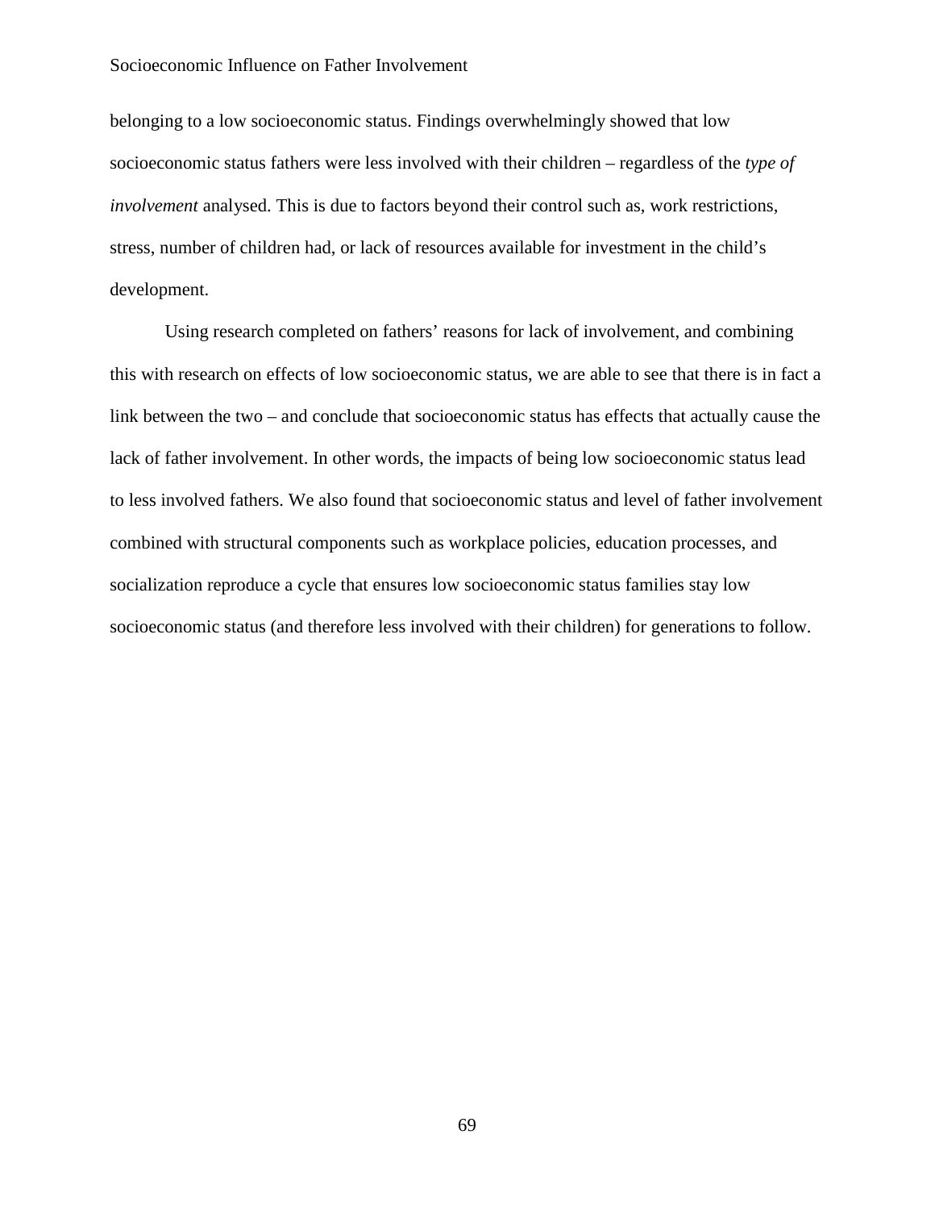belonging to a low socioeconomic status. Findings overwhelmingly showed that low socioeconomic status fathers were less involved with their children – regardless of the *type of involvement* analysed. This is due to factors beyond their control such as, work restrictions, stress, number of children had, or lack of resources available for investment in the child's development.

Using research completed on fathers' reasons for lack of involvement, and combining this with research on effects of low socioeconomic status, we are able to see that there is in fact a link between the two – and conclude that socioeconomic status has effects that actually cause the lack of father involvement. In other words, the impacts of being low socioeconomic status lead to less involved fathers. We also found that socioeconomic status and level of father involvement combined with structural components such as workplace policies, education processes, and socialization reproduce a cycle that ensures low socioeconomic status families stay low socioeconomic status (and therefore less involved with their children) for generations to follow.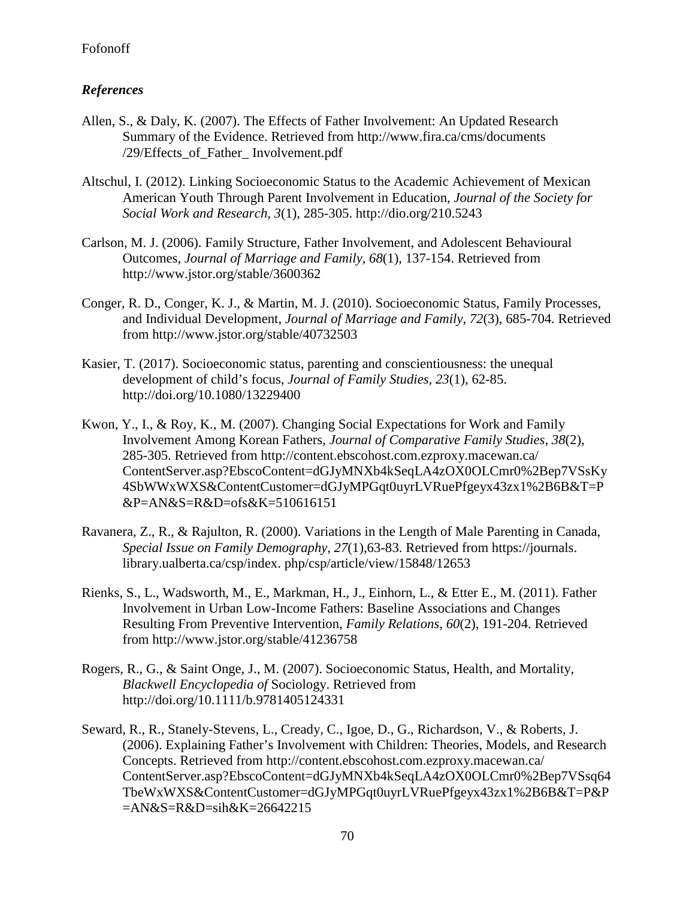### *References*

Allen, S., & Daly, K. (2007). The Effects of Father Involvement: An Updated Research Summary of the Evidence. Retrieved from http://www.fira.ca/cms/documents /29/Effects_of_Father_ Involvement.pdf

Altschul, I. (2012). Linking Socioeconomic Status to the Academic Achievement of Mexican American Youth Through Parent Involvement in Education, *Journal of the Society for Social Work and Research, 3*(1), 285-305. http://dio.org/210.5243

Carlson, M. J. (2006). Family Structure, Father Involvement, and Adolescent Behavioural Outcomes, *Journal of Marriage and Family, 68*(1), 137-154. Retrieved from http://www.jstor.org/stable/3600362

Conger, R. D., Conger, K. J., & Martin, M. J. (2010). Socioeconomic Status, Family Processes, and Individual Development, *Journal of Marriage and Family, 72*(3), 685-704. Retrieved from http://www.jstor.org/stable/40732503

Kasier, T. (2017). Socioeconomic status, parenting and conscientiousness: the unequal development of child's focus, *Journal of Family Studies, 23*(1), 62-85. http://doi.org/10.1080/13229400

Kwon, Y., I., & Roy, K., M. (2007). Changing Social Expectations for Work and Family Involvement Among Korean Fathers, *Journal of Comparative Family Studies, 38*(2), 285-305. Retrieved from http://content.ebscohost.com.ezproxy.macewan.ca/ ContentServer.asp?EbscoContent=dGJyMNXb4kSeqLA4zOX0OLCmr0%2Bep7VSsKy4SbWWxWXS&ContentCustomer=dGJyMPGqt0uyrLVRuePfgeyx43zx1%2B6B&T=P&P=AN&S=R&D=ofs&K=510616151

Ravanera, Z., R., & Rajulton, R. (2000). Variations in the Length of Male Parenting in Canada, *Special Issue on Family Demography, 27*(1),63-83. Retrieved from https://journals. library.ualberta.ca/csp/index. php/csp/article/view/15848/12653

Rienks, S., L., Wadsworth, M., E., Markman, H., J., Einhorn, L., & Etter E., M. (2011). Father Involvement in Urban Low-Income Fathers: Baseline Associations and Changes Resulting From Preventive Intervention, *Family Relations, 60*(2), 191-204. Retrieved from http://www.jstor.org/stable/41236758

Rogers, R., G., & Saint Onge, J., M. (2007). Socioeconomic Status, Health, and Mortality, *Blackwell Encyclopedia of* Sociology. Retrieved from http://doi.org/10.1111/b.9781405124331

Seward, R., R., Stanely-Stevens, L., Cready, C., Igoe, D., G., Richardson, V., & Roberts, J. (2006). Explaining Father's Involvement with Children: Theories, Models, and Research Concepts. Retrieved from http://content.ebscohost.com.ezproxy.macewan.ca/ ContentServer.asp?EbscoContent=dGJyMNXb4kSeqLA4zOX0OLCmr0%2Bep7VSsq64TbeWxWXS&ContentCustomer=dGJyMPGqt0uyrLVRuePfgeyx43zx1%2B6B&T=P&P=AN&S=R&D=sih&K=26642215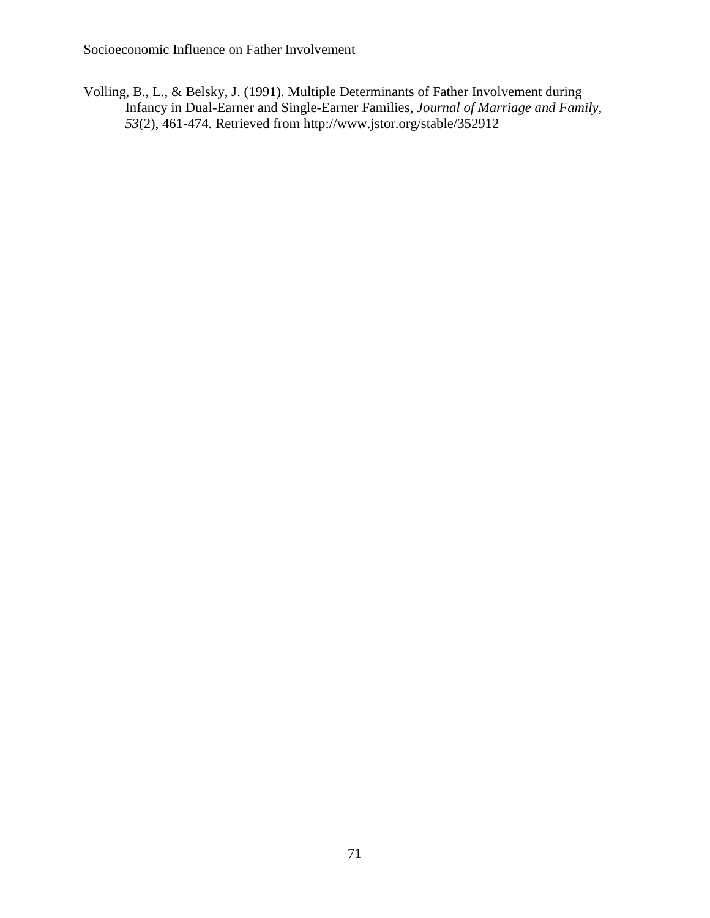Volling, B., L., & Belsky, J. (1991). Multiple Determinants of Father Involvement during Infancy in Dual-Earner and Single-Earner Families, *Journal of Marriage and Family, 53*(2), 461-474. Retrieved from http://www.jstor.org/stable/352912